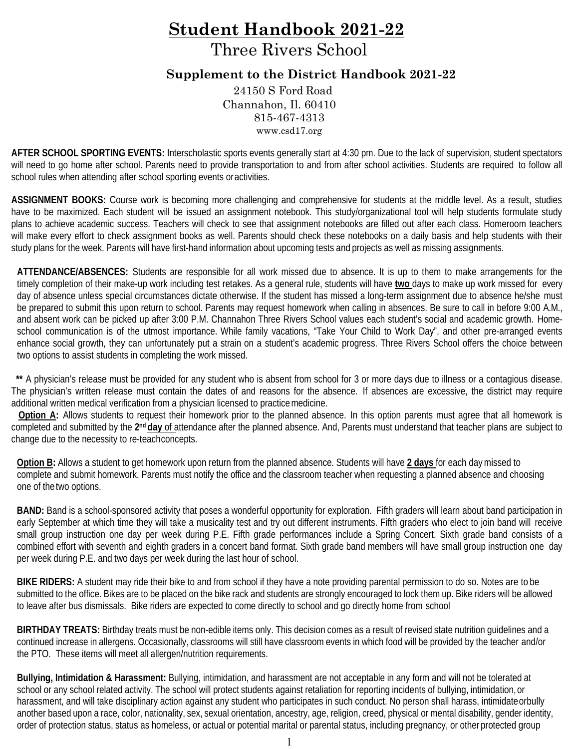# Student Handbook 2021-22

## Three Rivers School

### Supplement to the District Handbook 2021-22

24150 S Ford Road
Channahon, Il. 60410
815-467-4313
www.csd17.org

**AFTER SCHOOL SPORTING EVENTS:** Interscholastic sports events generally start at 4:30 pm. Due to the lack of supervision, student spectators will need to go home after school. Parents need to provide transportation to and from after school activities. Students are required to follow all school rules when attending after school sporting events or activities.

**ASSIGNMENT BOOKS:** Course work is becoming more challenging and comprehensive for students at the middle level. As a result, studies have to be maximized. Each student will be issued an assignment notebook. This study/organizational tool will help students formulate study plans to achieve academic success. Teachers will check to see that assignment notebooks are filled out after each class. Homeroom teachers will make every effort to check assignment books as well. Parents should check these notebooks on a daily basis and help students with their study plans for the week. Parents will have first-hand information about upcoming tests and projects as well as missing assignments.

**ATTENDANCE/ABSENCES:** Students are responsible for all work missed due to absence. It is up to them to make arrangements for the timely completion of their make-up work including test retakes. As a general rule, students will have **two** days to make up work missed for every day of absence unless special circumstances dictate otherwise. If the student has missed a long-term assignment due to absence he/she must be prepared to submit this upon return to school. Parents may request homework when calling in absences. Be sure to call in before 9:00 A.M., and absent work can be picked up after 3:00 P.M. Channahon Three Rivers School values each student's social and academic growth. Home-school communication is of the utmost importance. While family vacations, "Take Your Child to Work Day", and other pre-arranged events enhance social growth, they can unfortunately put a strain on a student's academic progress. Three Rivers School offers the choice between two options to assist students in completing the work missed.

**\*\*** A physician's release must be provided for any student who is absent from school for 3 or more days due to illness or a contagious disease. The physician's written release must contain the dates of and reasons for the absence. If absences are excessive, the district may require additional written medical verification from a physician licensed to practice medicine.

**Option A:** Allows students to request their homework prior to the planned absence. In this option parents must agree that all homework is completed and submitted by the **2nd day** of attendance after the planned absence. And, Parents must understand that teacher plans are subject to change due to the necessity to re-teach concepts.

**Option B:** Allows a student to get homework upon return from the planned absence. Students will have **2 days** for each day missed to complete and submit homework. Parents must notify the office and the classroom teacher when requesting a planned absence and choosing one of the two options.

**BAND:** Band is a school-sponsored activity that poses a wonderful opportunity for exploration. Fifth graders will learn about band participation in early September at which time they will take a musicality test and try out different instruments. Fifth graders who elect to join band will receive small group instruction one day per week during P.E. Fifth grade performances include a Spring Concert. Sixth grade band consists of a combined effort with seventh and eighth graders in a concert band format. Sixth grade band members will have small group instruction one day per week during P.E. and two days per week during the last hour of school.

**BIKE RIDERS:** A student may ride their bike to and from school if they have a note providing parental permission to do so. Notes are to be submitted to the office. Bikes are to be placed on the bike rack and students are strongly encouraged to lock them up. Bike riders will be allowed to leave after bus dismissals. Bike riders are expected to come directly to school and go directly home from school

**BIRTHDAY TREATS:** Birthday treats must be non-edible items only. This decision comes as a result of revised state nutrition guidelines and a continued increase in allergens. Occasionally, classrooms will still have classroom events in which food will be provided by the teacher and/or the PTO. These items will meet all allergen/nutrition requirements.

**Bullying, Intimidation & Harassment:** Bullying, intimidation, and harassment are not acceptable in any form and will not be tolerated at school or any school related activity. The school will protect students against retaliation for reporting incidents of bullying, intimidation, or harassment, and will take disciplinary action against any student who participates in such conduct. No person shall harass, intimidate or bully another based upon a race, color, nationality, sex, sexual orientation, ancestry, age, religion, creed, physical or mental disability, gender identity, order of protection status, status as homeless, or actual or potential marital or parental status, including pregnancy, or other protected group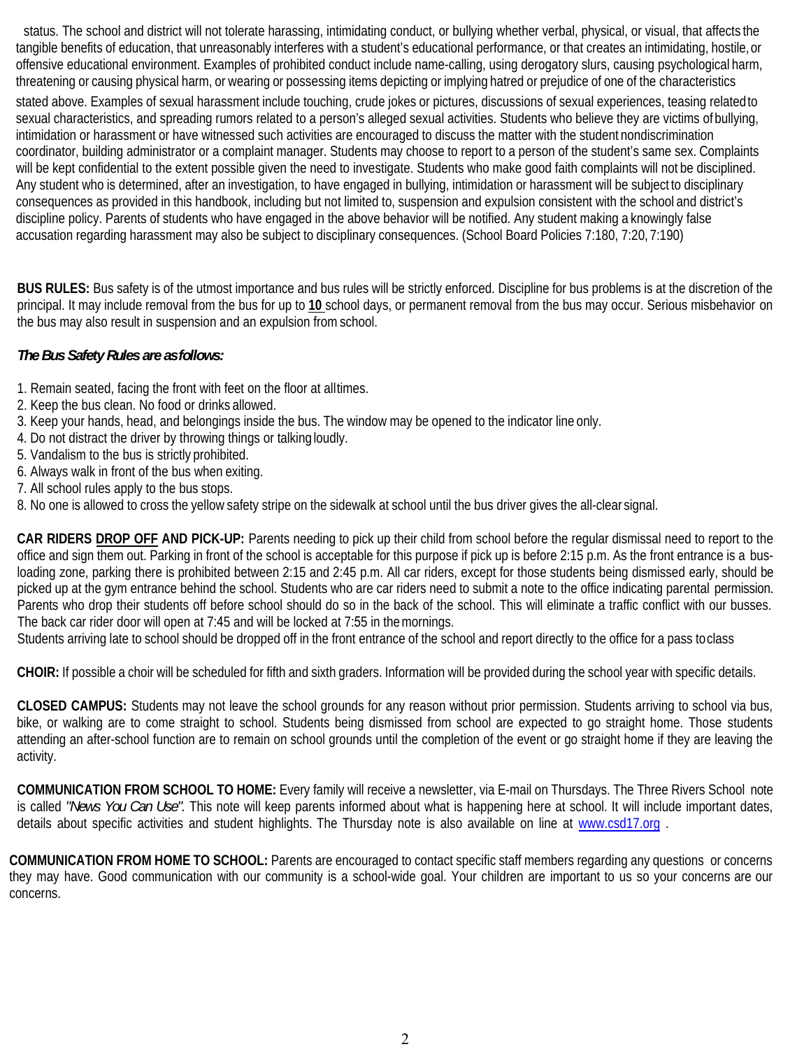status. The school and district will not tolerate harassing, intimidating conduct, or bullying whether verbal, physical, or visual, that affects the tangible benefits of education, that unreasonably interferes with a student's educational performance, or that creates an intimidating, hostile, or offensive educational environment. Examples of prohibited conduct include name-calling, using derogatory slurs, causing psychological harm, threatening or causing physical harm, or wearing or possessing items depicting or implying hatred or prejudice of one of the characteristics stated above. Examples of sexual harassment include touching, crude jokes or pictures, discussions of sexual experiences, teasing related to sexual characteristics, and spreading rumors related to a person's alleged sexual activities. Students who believe they are victims of bullying, intimidation or harassment or have witnessed such activities are encouraged to discuss the matter with the student nondiscrimination coordinator, building administrator or a complaint manager. Students may choose to report to a person of the student's same sex. Complaints will be kept confidential to the extent possible given the need to investigate. Students who make good faith complaints will not be disciplined. Any student who is determined, after an investigation, to have engaged in bullying, intimidation or harassment will be subject to disciplinary consequences as provided in this handbook, including but not limited to, suspension and expulsion consistent with the school and district's discipline policy. Parents of students who have engaged in the above behavior will be notified. Any student making a knowingly false accusation regarding harassment may also be subject to disciplinary consequences. (School Board Policies 7:180, 7:20, 7:190)

**BUS RULES:** Bus safety is of the utmost importance and bus rules will be strictly enforced. Discipline for bus problems is at the discretion of the principal. It may include removal from the bus for up to **10** school days, or permanent removal from the bus may occur. Serious misbehavior on the bus may also result in suspension and an expulsion from school.

***The Bus Safety Rules are as follows:***

1. Remain seated, facing the front with feet on the floor at all times.
2. Keep the bus clean. No food or drinks allowed.
3. Keep your hands, head, and belongings inside the bus. The window may be opened to the indicator line only.
4. Do not distract the driver by throwing things or talking loudly.
5. Vandalism to the bus is strictly prohibited.
6. Always walk in front of the bus when exiting.
7. All school rules apply to the bus stops.
8. No one is allowed to cross the yellow safety stripe on the sidewalk at school until the bus driver gives the all-clear signal.

**CAR RIDERS DROP OFF AND PICK-UP:** Parents needing to pick up their child from school before the regular dismissal need to report to the office and sign them out. Parking in front of the school is acceptable for this purpose if pick up is before 2:15 p.m. As the front entrance is a bus-loading zone, parking there is prohibited between 2:15 and 2:45 p.m. All car riders, except for those students being dismissed early, should be picked up at the gym entrance behind the school. Students who are car riders need to submit a note to the office indicating parental permission. Parents who drop their students off before school should do so in the back of the school. This will eliminate a traffic conflict with our busses. The back car rider door will open at 7:45 and will be locked at 7:55 in the mornings.
Students arriving late to school should be dropped off in the front entrance of the school and report directly to the office for a pass to class

**CHOIR:** If possible a choir will be scheduled for fifth and sixth graders. Information will be provided during the school year with specific details.

**CLOSED CAMPUS:** Students may not leave the school grounds for any reason without prior permission. Students arriving to school via bus, bike, or walking are to come straight to school. Students being dismissed from school are expected to go straight home. Those students attending an after-school function are to remain on school grounds until the completion of the event or go straight home if they are leaving the activity.

**COMMUNICATION FROM SCHOOL TO HOME:** Every family will receive a newsletter, via E-mail on Thursdays. The Three Rivers School note is called *"News You Can Use"*. This note will keep parents informed about what is happening here at school. It will include important dates, details about specific activities and student highlights. The Thursday note is also available on line at www.csd17.org .

**COMMUNICATION FROM HOME TO SCHOOL:** Parents are encouraged to contact specific staff members regarding any questions or concerns they may have. Good communication with our community is a school-wide goal. Your children are important to us so your concerns are our concerns.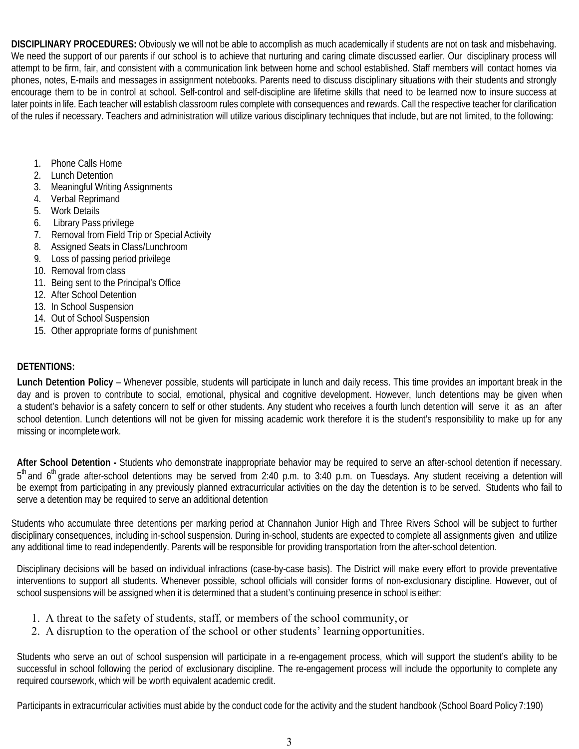**DISCIPLINARY PROCEDURES:** Obviously we will not be able to accomplish as much academically if students are not on task and misbehaving. We need the support of our parents if our school is to achieve that nurturing and caring climate discussed earlier. Our disciplinary process will attempt to be firm, fair, and consistent with a communication link between home and school established. Staff members will contact homes via phones, notes, E-mails and messages in assignment notebooks. Parents need to discuss disciplinary situations with their students and strongly encourage them to be in control at school. Self-control and self-discipline are lifetime skills that need to be learned now to insure success at later points in life. Each teacher will establish classroom rules complete with consequences and rewards. Call the respective teacher for clarification of the rules if necessary. Teachers and administration will utilize various disciplinary techniques that include, but are not limited, to the following:

1. Phone Calls Home
2. Lunch Detention
3. Meaningful Writing Assignments
4. Verbal Reprimand
5. Work Details
6. Library Pass privilege
7. Removal from Field Trip or Special Activity
8. Assigned Seats in Class/Lunchroom
9. Loss of passing period privilege
10. Removal from class
11. Being sent to the Principal's Office
12. After School Detention
13. In School Suspension
14. Out of School Suspension
15. Other appropriate forms of punishment

**DETENTIONS:**

**Lunch Detention Policy** – Whenever possible, students will participate in lunch and daily recess. This time provides an important break in the day and is proven to contribute to social, emotional, physical and cognitive development. However, lunch detentions may be given when a student's behavior is a safety concern to self or other students. Any student who receives a fourth lunch detention will serve it as an after school detention. Lunch detentions will not be given for missing academic work therefore it is the student's responsibility to make up for any missing or incomplete work.

**After School Detention -** Students who demonstrate inappropriate behavior may be required to serve an after-school detention if necessary. 5th and 6th grade after-school detentions may be served from 2:40 p.m. to 3:40 p.m. on Tuesdays. Any student receiving a detention will be exempt from participating in any previously planned extracurricular activities on the day the detention is to be served. Students who fail to serve a detention may be required to serve an additional detention

Students who accumulate three detentions per marking period at Channahon Junior High and Three Rivers School will be subject to further disciplinary consequences, including in-school suspension. During in-school, students are expected to complete all assignments given and utilize any additional time to read independently. Parents will be responsible for providing transportation from the after-school detention.

Disciplinary decisions will be based on individual infractions (case-by-case basis). The District will make every effort to provide preventative interventions to support all students. Whenever possible, school officials will consider forms of non-exclusionary discipline. However, out of school suspensions will be assigned when it is determined that a student's continuing presence in school is either:

1. A threat to the safety of students, staff, or members of the school community, or
2. A disruption to the operation of the school or other students' learning opportunities.

Students who serve an out of school suspension will participate in a re-engagement process, which will support the student's ability to be successful in school following the period of exclusionary discipline. The re-engagement process will include the opportunity to complete any required coursework, which will be worth equivalent academic credit.

Participants in extracurricular activities must abide by the conduct code for the activity and the student handbook (School Board Policy 7:190)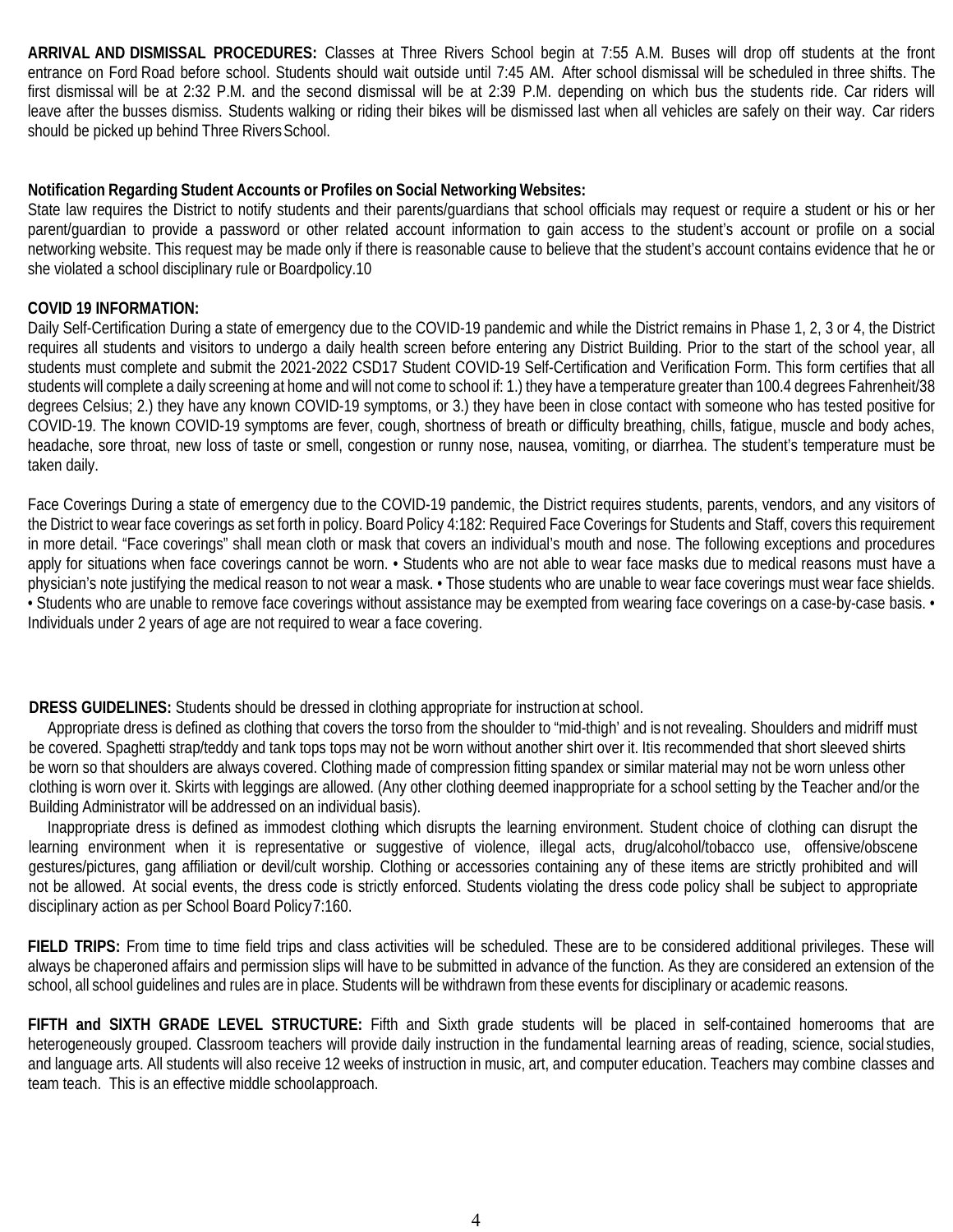**ARRIVAL AND DISMISSAL PROCEDURES:** Classes at Three Rivers School begin at 7:55 A.M. Buses will drop off students at the front entrance on Ford Road before school. Students should wait outside until 7:45 AM. After school dismissal will be scheduled in three shifts. The first dismissal will be at 2:32 P.M. and the second dismissal will be at 2:39 P.M. depending on which bus the students ride. Car riders will leave after the busses dismiss. Students walking or riding their bikes will be dismissed last when all vehicles are safely on their way. Car riders should be picked up behind Three Rivers School.

**Notification Regarding Student Accounts or Profiles on Social Networking Websites:**
State law requires the District to notify students and their parents/guardians that school officials may request or require a student or his or her parent/guardian to provide a password or other related account information to gain access to the student's account or profile on a social networking website. This request may be made only if there is reasonable cause to believe that the student's account contains evidence that he or she violated a school disciplinary rule or Boardpolicy.10

**COVID 19 INFORMATION:**
Daily Self-Certification During a state of emergency due to the COVID-19 pandemic and while the District remains in Phase 1, 2, 3 or 4, the District requires all students and visitors to undergo a daily health screen before entering any District Building. Prior to the start of the school year, all students must complete and submit the 2021-2022 CSD17 Student COVID-19 Self-Certification and Verification Form. This form certifies that all students will complete a daily screening at home and will not come to school if: 1.) they have a temperature greater than 100.4 degrees Fahrenheit/38 degrees Celsius; 2.) they have any known COVID-19 symptoms, or 3.) they have been in close contact with someone who has tested positive for COVID-19. The known COVID-19 symptoms are fever, cough, shortness of breath or difficulty breathing, chills, fatigue, muscle and body aches, headache, sore throat, new loss of taste or smell, congestion or runny nose, nausea, vomiting, or diarrhea. The student's temperature must be taken daily.

Face Coverings During a state of emergency due to the COVID-19 pandemic, the District requires students, parents, vendors, and any visitors of the District to wear face coverings as set forth in policy. Board Policy 4:182: Required Face Coverings for Students and Staff, covers this requirement in more detail. "Face coverings" shall mean cloth or mask that covers an individual's mouth and nose. The following exceptions and procedures apply for situations when face coverings cannot be worn. • Students who are not able to wear face masks due to medical reasons must have a physician's note justifying the medical reason to not wear a mask. • Those students who are unable to wear face coverings must wear face shields. • Students who are unable to remove face coverings without assistance may be exempted from wearing face coverings on a case-by-case basis. • Individuals under 2 years of age are not required to wear a face covering.

**DRESS GUIDELINES:** Students should be dressed in clothing appropriate for instruction at school.

Appropriate dress is defined as clothing that covers the torso from the shoulder to "mid-thigh' and is not revealing. Shoulders and midriff must be covered. Spaghetti strap/teddy and tank tops tops may not be worn without another shirt over it. Itis recommended that short sleeved shirts be worn so that shoulders are always covered. Clothing made of compression fitting spandex or similar material may not be worn unless other clothing is worn over it. Skirts with leggings are allowed. (Any other clothing deemed inappropriate for a school setting by the Teacher and/or the Building Administrator will be addressed on an individual basis).

Inappropriate dress is defined as immodest clothing which disrupts the learning environment. Student choice of clothing can disrupt the learning environment when it is representative or suggestive of violence, illegal acts, drug/alcohol/tobacco use, offensive/obscene gestures/pictures, gang affiliation or devil/cult worship. Clothing or accessories containing any of these items are strictly prohibited and will not be allowed. At social events, the dress code is strictly enforced. Students violating the dress code policy shall be subject to appropriate disciplinary action as per School Board Policy7:160.

**FIELD TRIPS:** From time to time field trips and class activities will be scheduled. These are to be considered additional privileges. These will always be chaperoned affairs and permission slips will have to be submitted in advance of the function. As they are considered an extension of the school, all school guidelines and rules are in place. Students will be withdrawn from these events for disciplinary or academic reasons.

**FIFTH and SIXTH GRADE LEVEL STRUCTURE:** Fifth and Sixth grade students will be placed in self-contained homerooms that are heterogeneously grouped. Classroom teachers will provide daily instruction in the fundamental learning areas of reading, science, social studies, and language arts. All students will also receive 12 weeks of instruction in music, art, and computer education. Teachers may combine classes and team teach. This is an effective middle schoolapproach.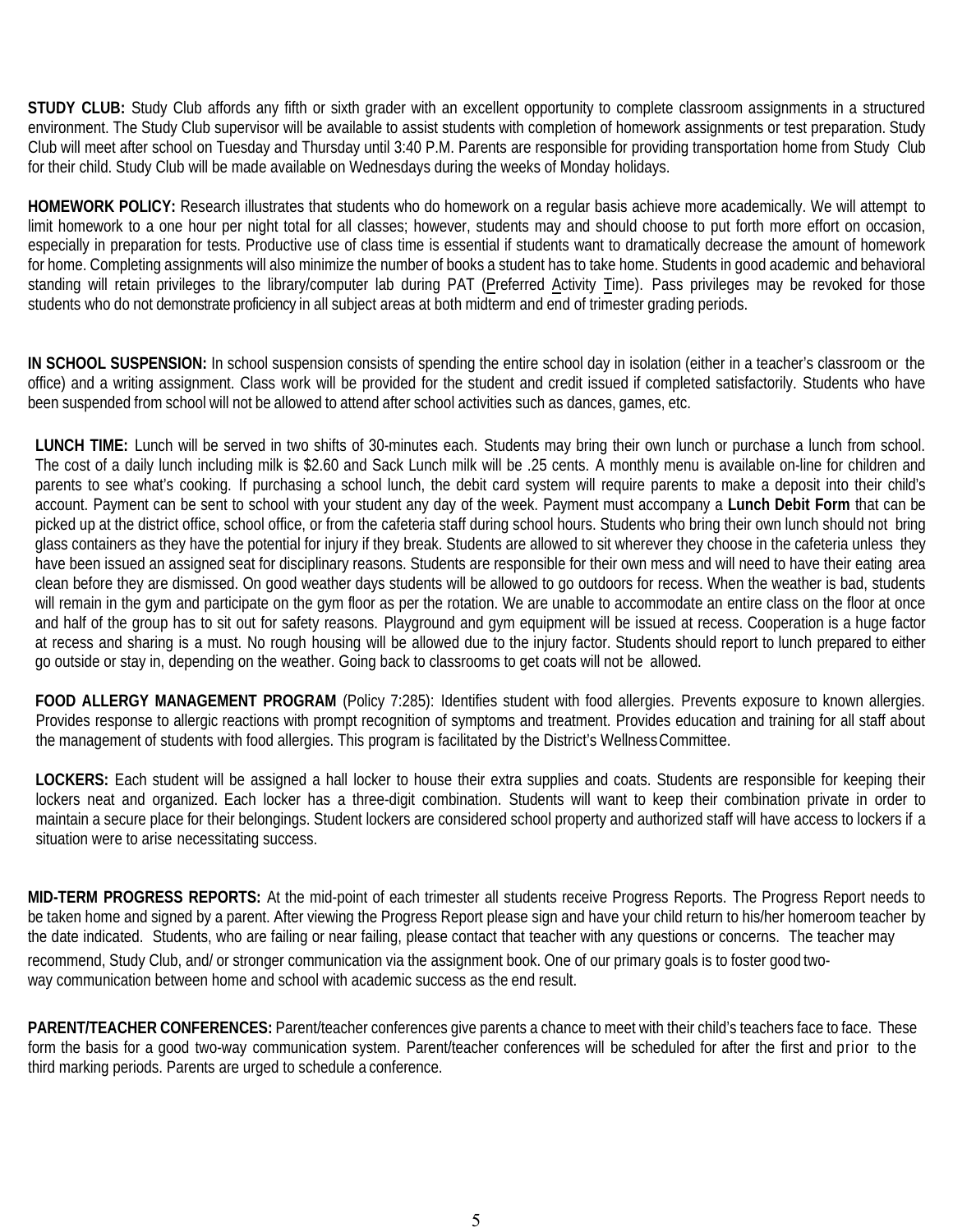**STUDY CLUB:** Study Club affords any fifth or sixth grader with an excellent opportunity to complete classroom assignments in a structured environment. The Study Club supervisor will be available to assist students with completion of homework assignments or test preparation. Study Club will meet after school on Tuesday and Thursday until 3:40 P.M. Parents are responsible for providing transportation home from Study Club for their child. Study Club will be made available on Wednesdays during the weeks of Monday holidays.

**HOMEWORK POLICY:** Research illustrates that students who do homework on a regular basis achieve more academically. We will attempt to limit homework to a one hour per night total for all classes; however, students may and should choose to put forth more effort on occasion, especially in preparation for tests. Productive use of class time is essential if students want to dramatically decrease the amount of homework for home. Completing assignments will also minimize the number of books a student has to take home. Students in good academic and behavioral standing will retain privileges to the library/computer lab during PAT (Preferred Activity Time). Pass privileges may be revoked for those students who do not demonstrate proficiency in all subject areas at both midterm and end of trimester grading periods.

**IN SCHOOL SUSPENSION:** In school suspension consists of spending the entire school day in isolation (either in a teacher's classroom or the office) and a writing assignment. Class work will be provided for the student and credit issued if completed satisfactorily. Students who have been suspended from school will not be allowed to attend after school activities such as dances, games, etc.

**LUNCH TIME:** Lunch will be served in two shifts of 30-minutes each. Students may bring their own lunch or purchase a lunch from school. The cost of a daily lunch including milk is $2.60 and Sack Lunch milk will be .25 cents. A monthly menu is available on-line for children and parents to see what's cooking. If purchasing a school lunch, the debit card system will require parents to make a deposit into their child's account. Payment can be sent to school with your student any day of the week. Payment must accompany a **Lunch Debit Form** that can be picked up at the district office, school office, or from the cafeteria staff during school hours. Students who bring their own lunch should not bring glass containers as they have the potential for injury if they break. Students are allowed to sit wherever they choose in the cafeteria unless they have been issued an assigned seat for disciplinary reasons. Students are responsible for their own mess and will need to have their eating area clean before they are dismissed. On good weather days students will be allowed to go outdoors for recess. When the weather is bad, students will remain in the gym and participate on the gym floor as per the rotation. We are unable to accommodate an entire class on the floor at once and half of the group has to sit out for safety reasons. Playground and gym equipment will be issued at recess. Cooperation is a huge factor at recess and sharing is a must. No rough housing will be allowed due to the injury factor. Students should report to lunch prepared to either go outside or stay in, depending on the weather. Going back to classrooms to get coats will not be allowed.

**FOOD ALLERGY MANAGEMENT PROGRAM** (Policy 7:285): Identifies student with food allergies. Prevents exposure to known allergies. Provides response to allergic reactions with prompt recognition of symptoms and treatment. Provides education and training for all staff about the management of students with food allergies. This program is facilitated by the District's Wellness Committee.

**LOCKERS:** Each student will be assigned a hall locker to house their extra supplies and coats. Students are responsible for keeping their lockers neat and organized. Each locker has a three-digit combination. Students will want to keep their combination private in order to maintain a secure place for their belongings. Student lockers are considered school property and authorized staff will have access to lockers if a situation were to arise necessitating success.

**MID-TERM PROGRESS REPORTS:** At the mid-point of each trimester all students receive Progress Reports. The Progress Report needs to be taken home and signed by a parent. After viewing the Progress Report please sign and have your child return to his/her homeroom teacher by the date indicated. Students, who are failing or near failing, please contact that teacher with any questions or concerns. The teacher may recommend, Study Club, and/ or stronger communication via the assignment book. One of our primary goals is to foster good two-way communication between home and school with academic success as the end result.

**PARENT/TEACHER CONFERENCES:** Parent/teacher conferences give parents a chance to meet with their child's teachers face to face. These form the basis for a good two-way communication system. Parent/teacher conferences will be scheduled for after the first and prior to the third marking periods. Parents are urged to schedule a conference.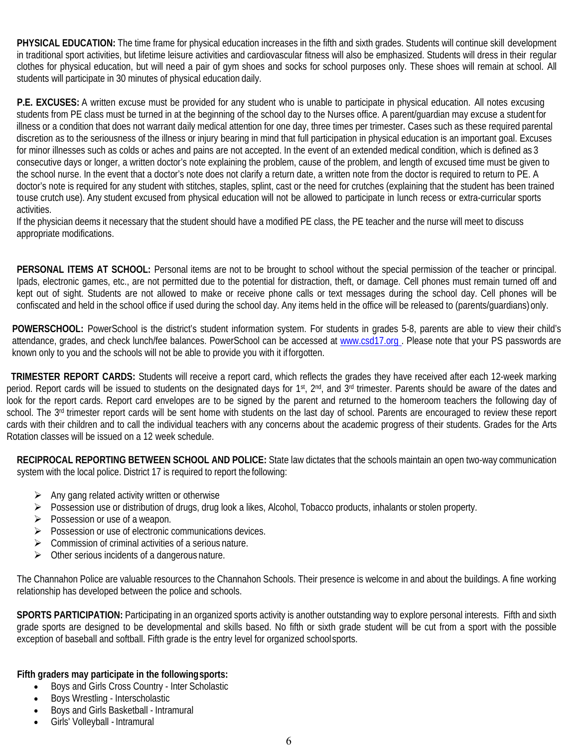**PHYSICAL EDUCATION:** The time frame for physical education increases in the fifth and sixth grades. Students will continue skill development in traditional sport activities, but lifetime leisure activities and cardiovascular fitness will also be emphasized. Students will dress in their regular clothes for physical education, but will need a pair of gym shoes and socks for school purposes only. These shoes will remain at school. All students will participate in 30 minutes of physical education daily.

**P.E. EXCUSES:** A written excuse must be provided for any student who is unable to participate in physical education. All notes excusing students from PE class must be turned in at the beginning of the school day to the Nurses office. A parent/guardian may excuse a student for illness or a condition that does not warrant daily medical attention for one day, three times per trimester. Cases such as these required parental discretion as to the seriousness of the illness or injury bearing in mind that full participation in physical education is an important goal. Excuses for minor illnesses such as colds or aches and pains are not accepted. In the event of an extended medical condition, which is defined as 3 consecutive days or longer, a written doctor's note explaining the problem, cause of the problem, and length of excused time must be given to the school nurse. In the event that a doctor's note does not clarify a return date, a written note from the doctor is required to return to PE. A doctor's note is required for any student with stitches, staples, splint, cast or the need for crutches (explaining that the student has been trained touse crutch use). Any student excused from physical education will not be allowed to participate in lunch recess or extra-curricular sports activities.
If the physician deems it necessary that the student should have a modified PE class, the PE teacher and the nurse will meet to discuss appropriate modifications.

**PERSONAL ITEMS AT SCHOOL:** Personal items are not to be brought to school without the special permission of the teacher or principal. Ipads, electronic games, etc., are not permitted due to the potential for distraction, theft, or damage. Cell phones must remain turned off and kept out of sight. Students are not allowed to make or receive phone calls or text messages during the school day. Cell phones will be confiscated and held in the school office if used during the school day. Any items held in the office will be released to (parents/guardians) only.

**POWERSCHOOL:** PowerSchool is the district's student information system. For students in grades 5-8, parents are able to view their child's attendance, grades, and check lunch/fee balances. PowerSchool can be accessed at [www.csd17.org](http://www.csd17.org) . Please note that your PS passwords are known only to you and the schools will not be able to provide you with it if forgotten.

**TRIMESTER REPORT CARDS:** Students will receive a report card, which reflects the grades they have received after each 12-week marking period. Report cards will be issued to students on the designated days for 1st, 2nd, and 3rd trimester. Parents should be aware of the dates and look for the report cards. Report card envelopes are to be signed by the parent and returned to the homeroom teachers the following day of school. The 3rd trimester report cards will be sent home with students on the last day of school. Parents are encouraged to review these report cards with their children and to call the individual teachers with any concerns about the academic progress of their students. Grades for the Arts Rotation classes will be issued on a 12 week schedule.

**RECIPROCAL REPORTING BETWEEN SCHOOL AND POLICE:** State law dictates that the schools maintain an open two-way communication system with the local police. District 17 is required to report the following:

- Any gang related activity written or otherwise
- Possession use or distribution of drugs, drug look a likes, Alcohol, Tobacco products, inhalants or stolen property.
- Possession or use of a weapon.
- Possession or use of electronic communications devices.
- Commission of criminal activities of a serious nature.
- Other serious incidents of a dangerous nature.

The Channahon Police are valuable resources to the Channahon Schools. Their presence is welcome in and about the buildings. A fine working relationship has developed between the police and schools.

**SPORTS PARTICIPATION:** Participating in an organized sports activity is another outstanding way to explore personal interests. Fifth and sixth grade sports are designed to be developmental and skills based. No fifth or sixth grade student will be cut from a sport with the possible exception of baseball and softball. Fifth grade is the entry level for organized school sports.

**Fifth graders may participate in the following sports:**

- Boys and Girls Cross Country - Inter Scholastic
- Boys Wrestling - Interscholastic
- Boys and Girls Basketball - Intramural
- Girls' Volleyball - Intramural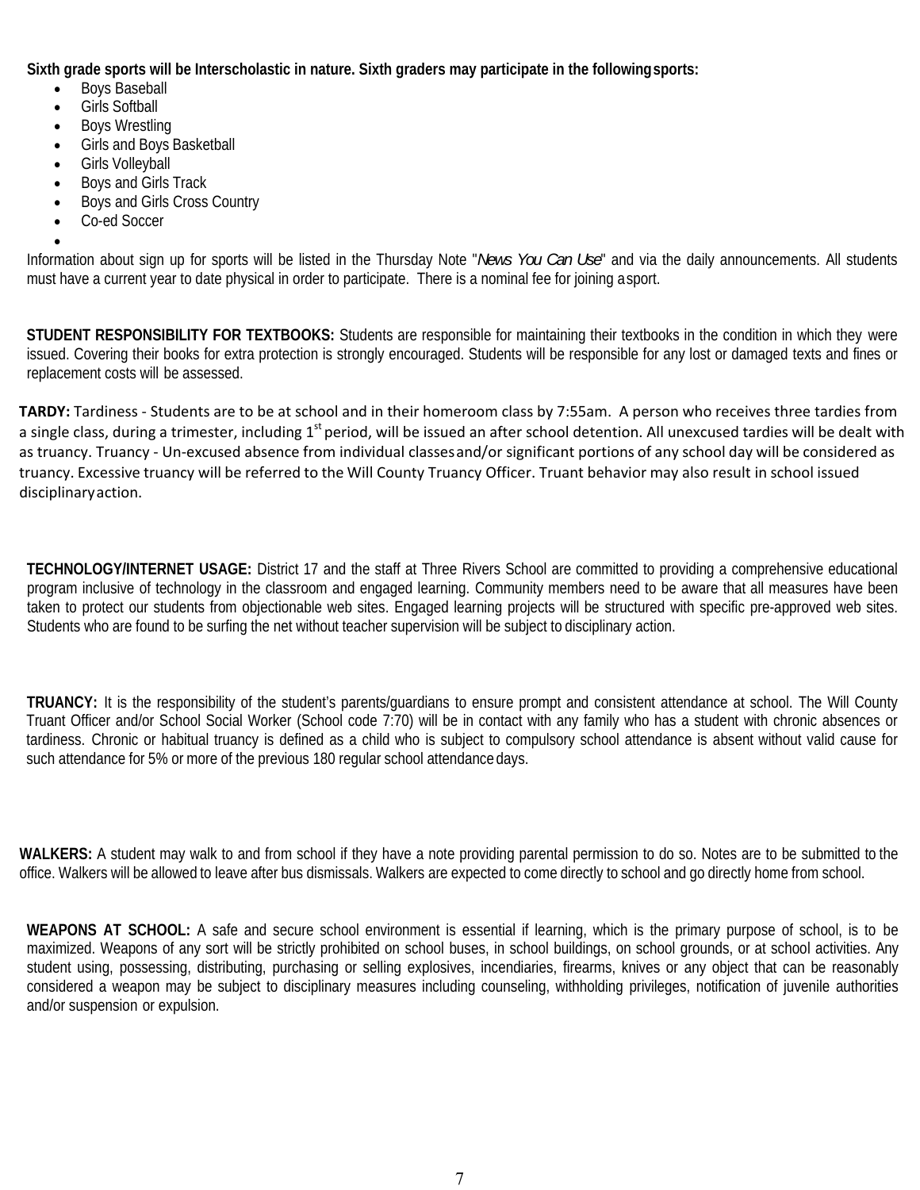**Sixth grade sports will be Interscholastic in nature. Sixth graders may participate in the following sports:**

- Boys Baseball
- Girls Softball
- Boys Wrestling
- Girls and Boys Basketball
- Girls Volleyball
- Boys and Girls Track
- Boys and Girls Cross Country
- Co-ed Soccer

Information about sign up for sports will be listed in the Thursday Note "*News You Can Use*" and via the daily announcements. All students must have a current year to date physical in order to participate. There is a nominal fee for joining a sport.

**STUDENT RESPONSIBILITY FOR TEXTBOOKS:** Students are responsible for maintaining their textbooks in the condition in which they were issued. Covering their books for extra protection is strongly encouraged. Students will be responsible for any lost or damaged texts and fines or replacement costs will be assessed.

**TARDY:** Tardiness - Students are to be at school and in their homeroom class by 7:55am. A person who receives three tardies from a single class, during a trimester, including 1st period, will be issued an after school detention. All unexcused tardies will be dealt with as truancy. Truancy - Un-excused absence from individual classes and/or significant portions of any school day will be considered as truancy. Excessive truancy will be referred to the Will County Truancy Officer. Truant behavior may also result in school issued disciplinary action.

**TECHNOLOGY/INTERNET USAGE:** District 17 and the staff at Three Rivers School are committed to providing a comprehensive educational program inclusive of technology in the classroom and engaged learning. Community members need to be aware that all measures have been taken to protect our students from objectionable web sites. Engaged learning projects will be structured with specific pre-approved web sites. Students who are found to be surfing the net without teacher supervision will be subject to disciplinary action.

**TRUANCY:** It is the responsibility of the student's parents/guardians to ensure prompt and consistent attendance at school. The Will County Truant Officer and/or School Social Worker (School code 7:70) will be in contact with any family who has a student with chronic absences or tardiness. Chronic or habitual truancy is defined as a child who is subject to compulsory school attendance is absent without valid cause for such attendance for 5% or more of the previous 180 regular school attendance days.

**WALKERS:** A student may walk to and from school if they have a note providing parental permission to do so. Notes are to be submitted to the office. Walkers will be allowed to leave after bus dismissals. Walkers are expected to come directly to school and go directly home from school.

**WEAPONS AT SCHOOL:** A safe and secure school environment is essential if learning, which is the primary purpose of school, is to be maximized. Weapons of any sort will be strictly prohibited on school buses, in school buildings, on school grounds, or at school activities. Any student using, possessing, distributing, purchasing or selling explosives, incendiaries, firearms, knives or any object that can be reasonably considered a weapon may be subject to disciplinary measures including counseling, withholding privileges, notification of juvenile authorities and/or suspension or expulsion.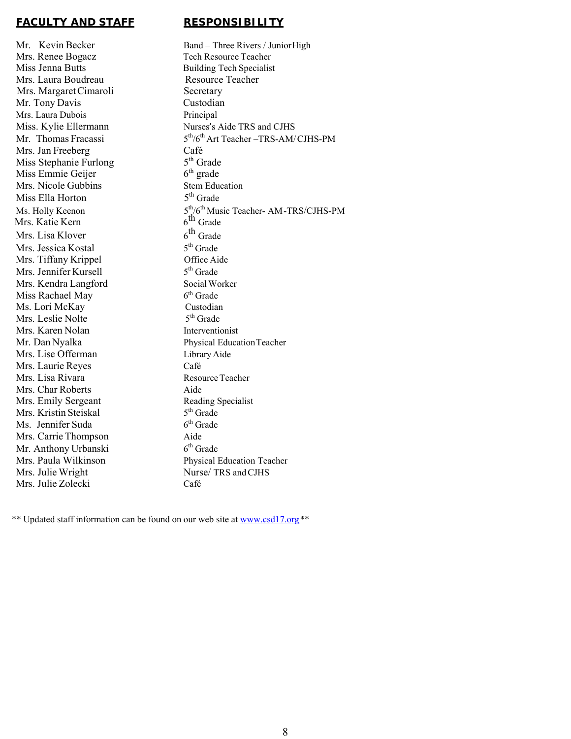| FACULTY AND STAFF | RESPONSIBILITY |
| --- | --- |
| Mr. Kevin Becker | Band – Three Rivers / JuniorHigh |
| Mrs. Renee Bogacz | Tech Resource Teacher |
| Miss Jenna Butts | Building Tech Specialist |
| Mrs. Laura Boudreau | Resource Teacher |
| Mrs. Margaret Cimaroli | Secretary |
| Mr. Tony Davis | Custodian |
| Mrs. Laura Dubois | Principal |
| Miss. Kylie Ellermann | Nurses's Aide TRS and CJHS |
| Mr. Thomas Fracassi | 5th/6th Art Teacher –TRS-AM/ CJHS-PM |
| Mrs. Jan Freeberg | Café |
| Miss Stephanie Furlong | 5th Grade |
| Miss Emmie Geijer | 6th grade |
| Mrs. Nicole Gubbins | Stem Education |
| Miss Ella Horton | 5th Grade |
| Ms. Holly Keenon | 5th/6th Music Teacher- AM-TRS/CJHS-PM |
| Mrs. Katie Kern | 6th Grade |
| Mrs. Lisa Klover | 6th Grade |
| Mrs. Jessica Kostal | 5th Grade |
| Mrs. Tiffany Krippel | Office Aide |
| Mrs. Jennifer Kursell | 5th Grade |
| Mrs. Kendra Langford | Social Worker |
| Miss Rachael May | 6th Grade |
| Ms. Lori McKay | Custodian |
| Mrs. Leslie Nolte | 5th Grade |
| Mrs. Karen Nolan | Interventionist |
| Mr. Dan Nyalka | Physical Education Teacher |
| Mrs. Lise Offerman | Library Aide |
| Mrs. Laurie Reyes | Café |
| Mrs. Lisa Rivara | Resource Teacher |
| Mrs. Char Roberts | Aide |
| Mrs. Emily Sergeant | Reading Specialist |
| Mrs. Kristin Steiskal | 5th Grade |
| Ms. Jennifer Suda | 6th Grade |
| Mrs. Carrie Thompson | Aide |
| Mr. Anthony Urbanski | 6th Grade |
| Mrs. Paula Wilkinson | Physical Education Teacher |
| Mrs. Julie Wright | Nurse/ TRS and CJHS |
| Mrs. Julie Zolecki | Café |

** Updated staff information can be found on our web site at www.csd17.org**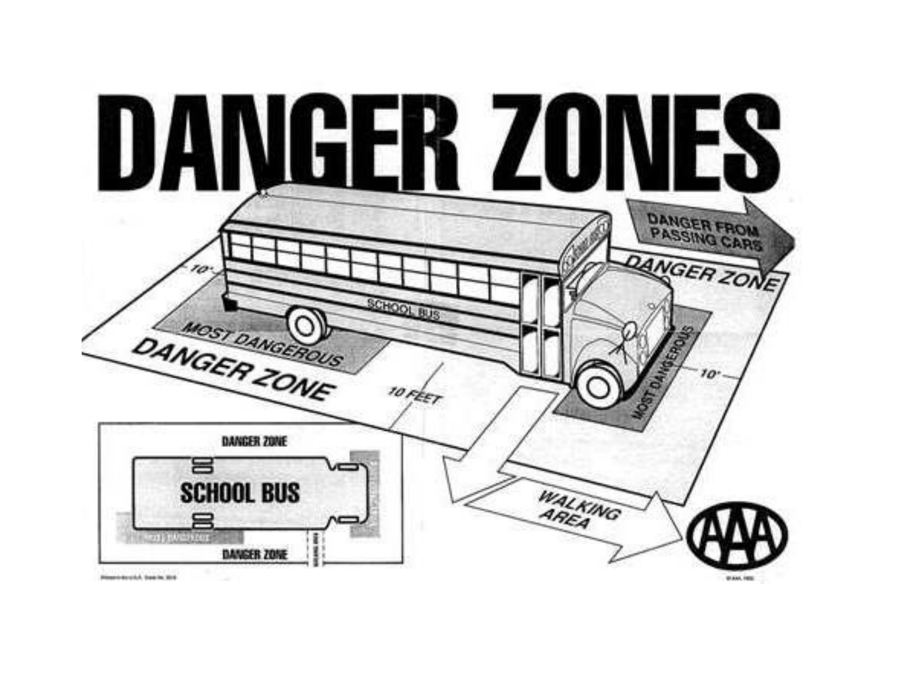# DANGER ZONES

DANGER FROM PASSING CARS

DANGER ZONE

10'

MOST DANGEROUS

DANGER ZONE

10 FEET

MOST DANGEROUS

10'

WALKING AREA

DANGER ZONE

SCHOOL BUS

MOST DANGEROUS

DANGER ZONE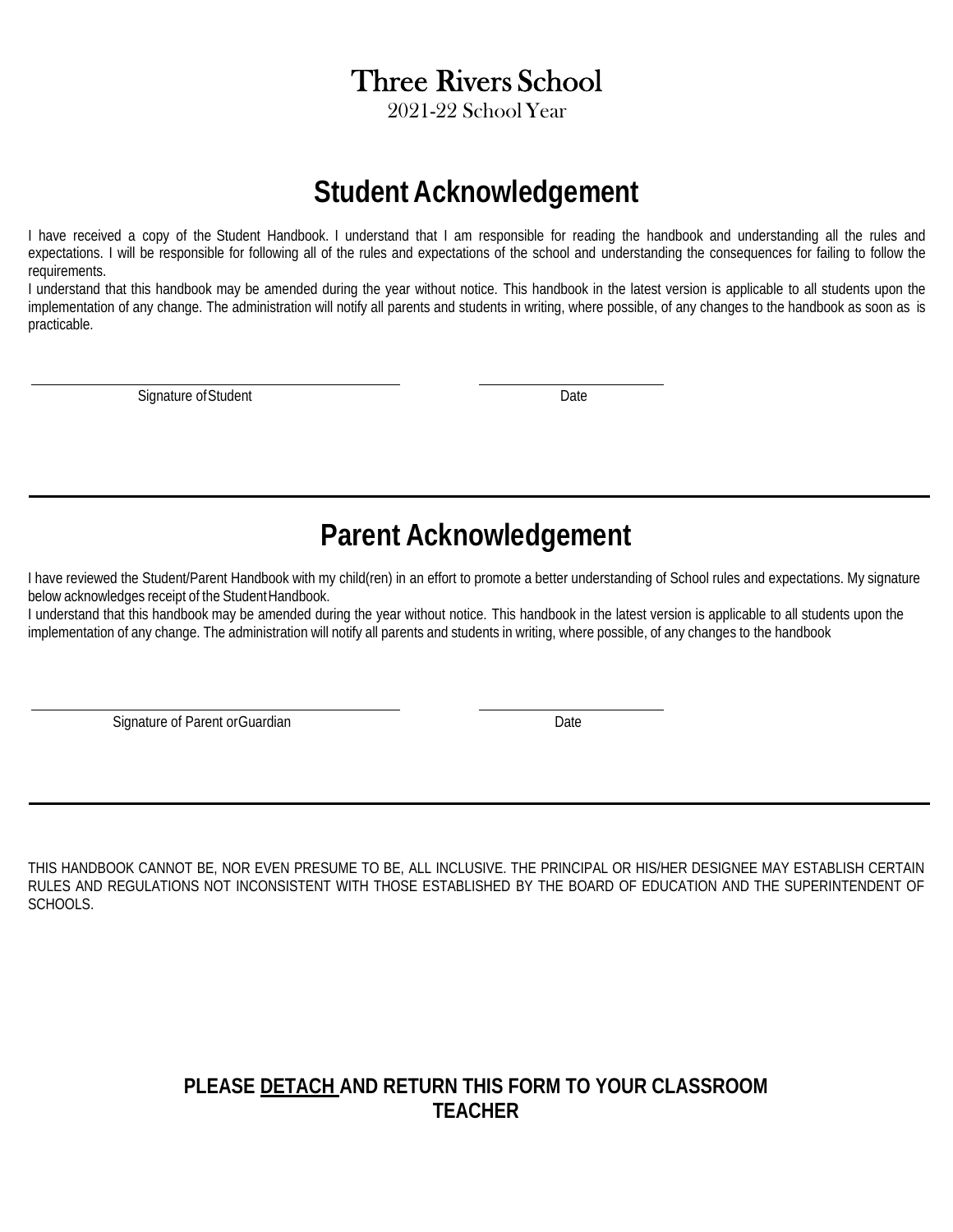# Three Rivers School

2021-22 School Year

## Student Acknowledgement

I have received a copy of the Student Handbook. I understand that I am responsible for reading the handbook and understanding all the rules and expectations. I will be responsible for following all of the rules and expectations of the school and understanding the consequences for failing to follow the requirements.

I understand that this handbook may be amended during the year without notice. This handbook in the latest version is applicable to all students upon the implementation of any change. The administration will notify all parents and students in writing, where possible, of any changes to the handbook as soon as is practicable.

\_\_\_\_\_\_\_\_\_\_\_\_\_\_\_\_\_\_\_\_\_\_\_\_\_\_\_\_\_\_\_\_\_\_\_\_\_\_\_\_ \_\_\_\_\_\_\_\_\_\_\_\_\_\_\_\_\_\_\_\_\_\_\_\_

Signature of Student Date

---

## Parent Acknowledgement

I have reviewed the Student/Parent Handbook with my child(ren) in an effort to promote a better understanding of School rules and expectations. My signature below acknowledges receipt of the Student Handbook.

I understand that this handbook may be amended during the year without notice. This handbook in the latest version is applicable to all students upon the implementation of any change. The administration will notify all parents and students in writing, where possible, of any changes to the handbook

\_\_\_\_\_\_\_\_\_\_\_\_\_\_\_\_\_\_\_\_\_\_\_\_\_\_\_\_\_\_\_\_\_\_\_\_\_\_\_\_ \_\_\_\_\_\_\_\_\_\_\_\_\_\_\_\_\_\_\_\_\_\_\_\_

Signature of Parent or Guardian Date

---

THIS HANDBOOK CANNOT BE, NOR EVEN PRESUME TO BE, ALL INCLUSIVE. THE PRINCIPAL OR HIS/HER DESIGNEE MAY ESTABLISH CERTAIN RULES AND REGULATIONS NOT INCONSISTENT WITH THOSE ESTABLISHED BY THE BOARD OF EDUCATION AND THE SUPERINTENDENT OF SCHOOLS.

**PLEASE <u>DETACH</u> AND RETURN THIS FORM TO YOUR CLASSROOM TEACHER**